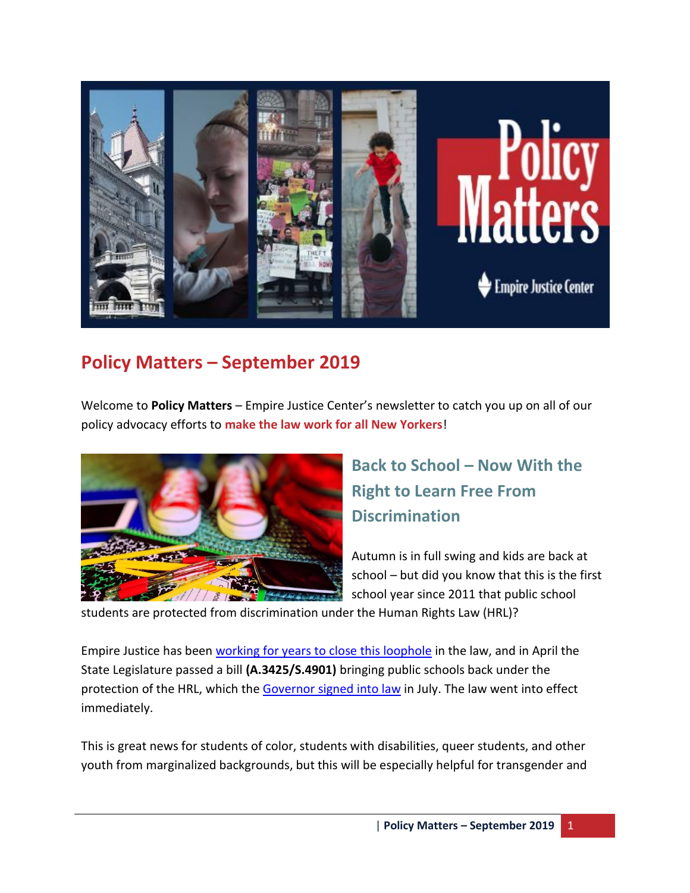# Policy Matters – September 2019

Welcome to **Policy Matters** – Empire Justice Center's newsletter to catch you up on all of our policy advocacy efforts to **make the law work for all New Yorkers**!

## Back to School – Now With the Right to Learn Free From Discrimination

Autumn is in full swing and kids are back at school – but did you know that this is the first school year since 2011 that public school students are protected from discrimination under the Human Rights Law (HRL)?

Empire Justice has been working for years to close this loophole in the law, and in April the State Legislature passed a bill **(A.3425/S.4901)** bringing public schools back under the protection of the HRL, which the Governor signed into law in July. The law went into effect immediately.

This is great news for students of color, students with disabilities, queer students, and other youth from marginalized backgrounds, but this will be especially helpful for transgender and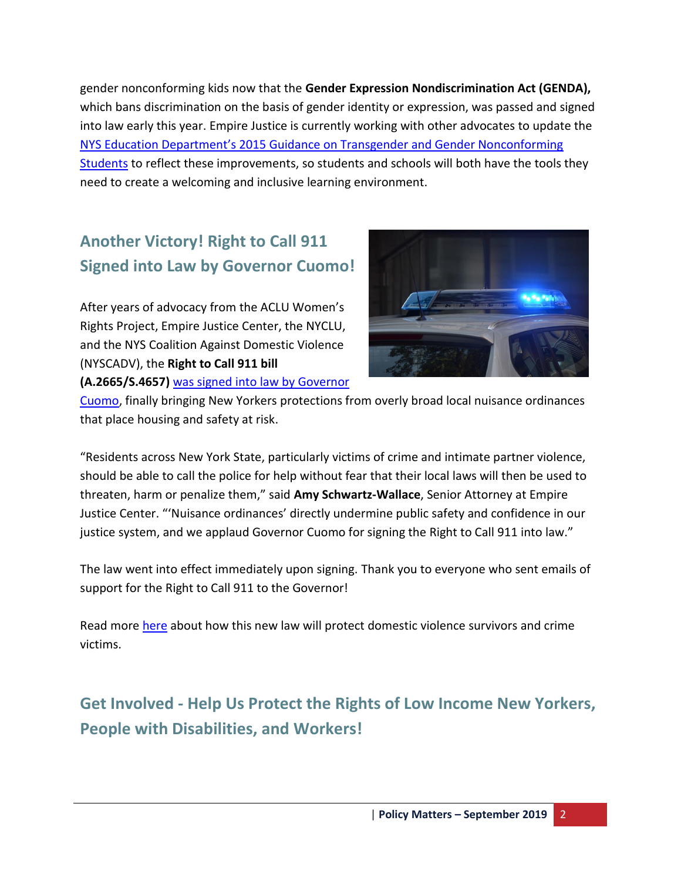gender nonconforming kids now that the **Gender Expression Nondiscrimination Act (GENDA),** which bans discrimination on the basis of gender identity or expression, was passed and signed into law early this year. Empire Justice is currently working with other advocates to update the NYS Education Department's 2015 Guidance on Transgender and Gender Nonconforming Students to reflect these improvements, so students and schools will both have the tools they need to create a welcoming and inclusive learning environment.

## Another Victory! Right to Call 911 Signed into Law by Governor Cuomo!

After years of advocacy from the ACLU Women's Rights Project, Empire Justice Center, the NYCLU, and the NYS Coalition Against Domestic Violence (NYSCADV), the **Right to Call 911 bill (A.2665/S.4657)** was signed into law by Governor Cuomo, finally bringing New Yorkers protections from overly broad local nuisance ordinances that place housing and safety at risk.

"Residents across New York State, particularly victims of crime and intimate partner violence, should be able to call the police for help without fear that their local laws will then be used to threaten, harm or penalize them," said **Amy Schwartz-Wallace**, Senior Attorney at Empire Justice Center. "'Nuisance ordinances' directly undermine public safety and confidence in our justice system, and we applaud Governor Cuomo for signing the Right to Call 911 into law."

The law went into effect immediately upon signing. Thank you to everyone who sent emails of support for the Right to Call 911 to the Governor!

Read more here about how this new law will protect domestic violence survivors and crime victims.

## Get Involved - Help Us Protect the Rights of Low Income New Yorkers, People with Disabilities, and Workers!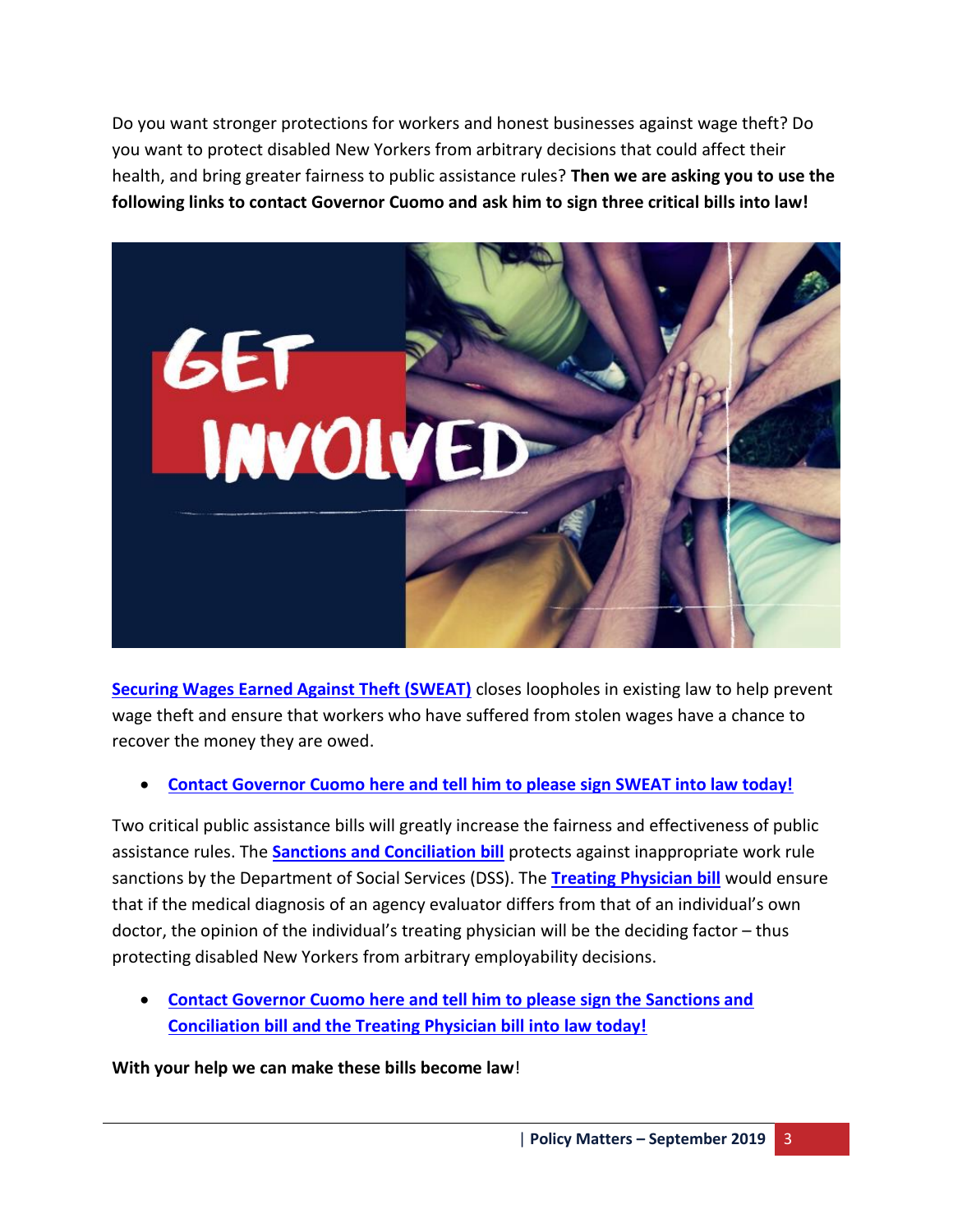Do you want stronger protections for workers and honest businesses against wage theft? Do you want to protect disabled New Yorkers from arbitrary decisions that could affect their health, and bring greater fairness to public assistance rules? **Then we are asking you to use the following links to contact Governor Cuomo and ask him to sign three critical bills into law!**

**Securing Wages Earned Against Theft (SWEAT)** closes loopholes in existing law to help prevent wage theft and ensure that workers who have suffered from stolen wages have a chance to recover the money they are owed.

- **Contact Governor Cuomo here and tell him to please sign SWEAT into law today!**

Two critical public assistance bills will greatly increase the fairness and effectiveness of public assistance rules. The **Sanctions and Conciliation bill** protects against inappropriate work rule sanctions by the Department of Social Services (DSS). The **Treating Physician bill** would ensure that if the medical diagnosis of an agency evaluator differs from that of an individual's own doctor, the opinion of the individual's treating physician will be the deciding factor – thus protecting disabled New Yorkers from arbitrary employability decisions.

- **Contact Governor Cuomo here and tell him to please sign the Sanctions and Conciliation bill and the Treating Physician bill into law today!**

**With your help we can make these bills become law**!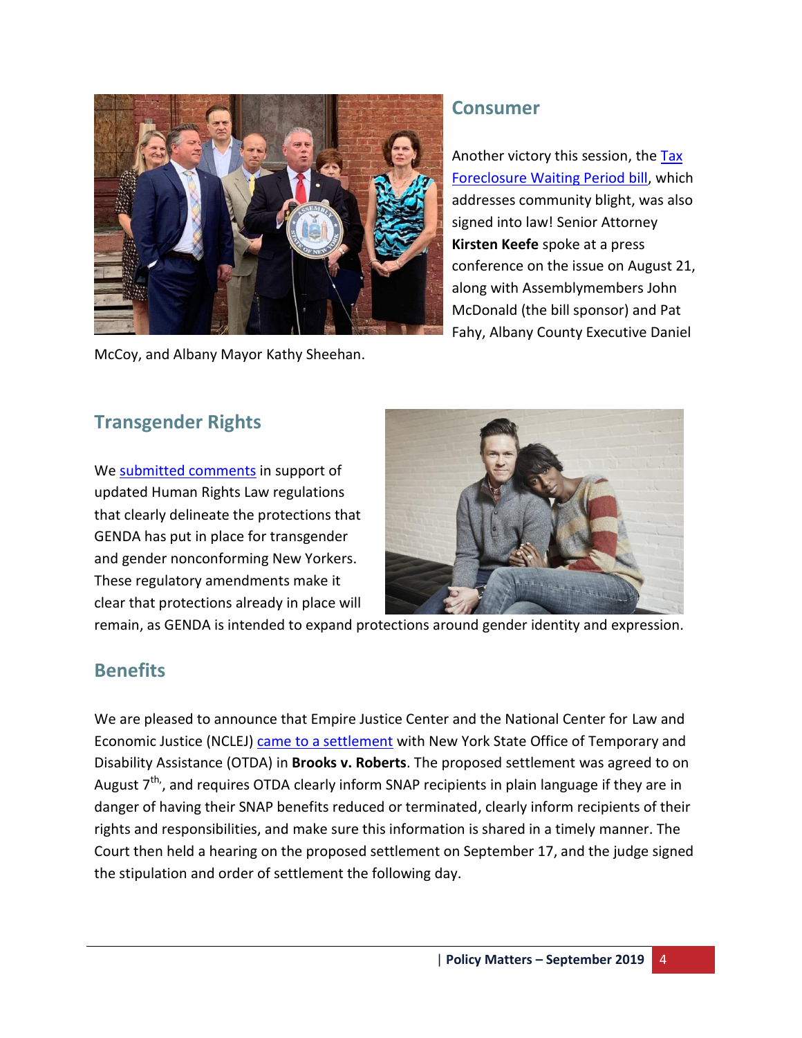## Consumer

Another victory this session, the Tax Foreclosure Waiting Period bill, which addresses community blight, was also signed into law! Senior Attorney **Kirsten Keefe** spoke at a press conference on the issue on August 21, along with Assemblymembers John McDonald (the bill sponsor) and Pat Fahy, Albany County Executive Daniel McCoy, and Albany Mayor Kathy Sheehan.

## Transgender Rights

We submitted comments in support of updated Human Rights Law regulations that clearly delineate the protections that GENDA has put in place for transgender and gender nonconforming New Yorkers. These regulatory amendments make it clear that protections already in place will remain, as GENDA is intended to expand protections around gender identity and expression.

## Benefits

We are pleased to announce that Empire Justice Center and the National Center for Law and Economic Justice (NCLEJ) came to a settlement with New York State Office of Temporary and Disability Assistance (OTDA) in **Brooks v. Roberts**. The proposed settlement was agreed to on August 7th, and requires OTDA clearly inform SNAP recipients in plain language if they are in danger of having their SNAP benefits reduced or terminated, clearly inform recipients of their rights and responsibilities, and make sure this information is shared in a timely manner. The Court then held a hearing on the proposed settlement on September 17, and the judge signed the stipulation and order of settlement the following day.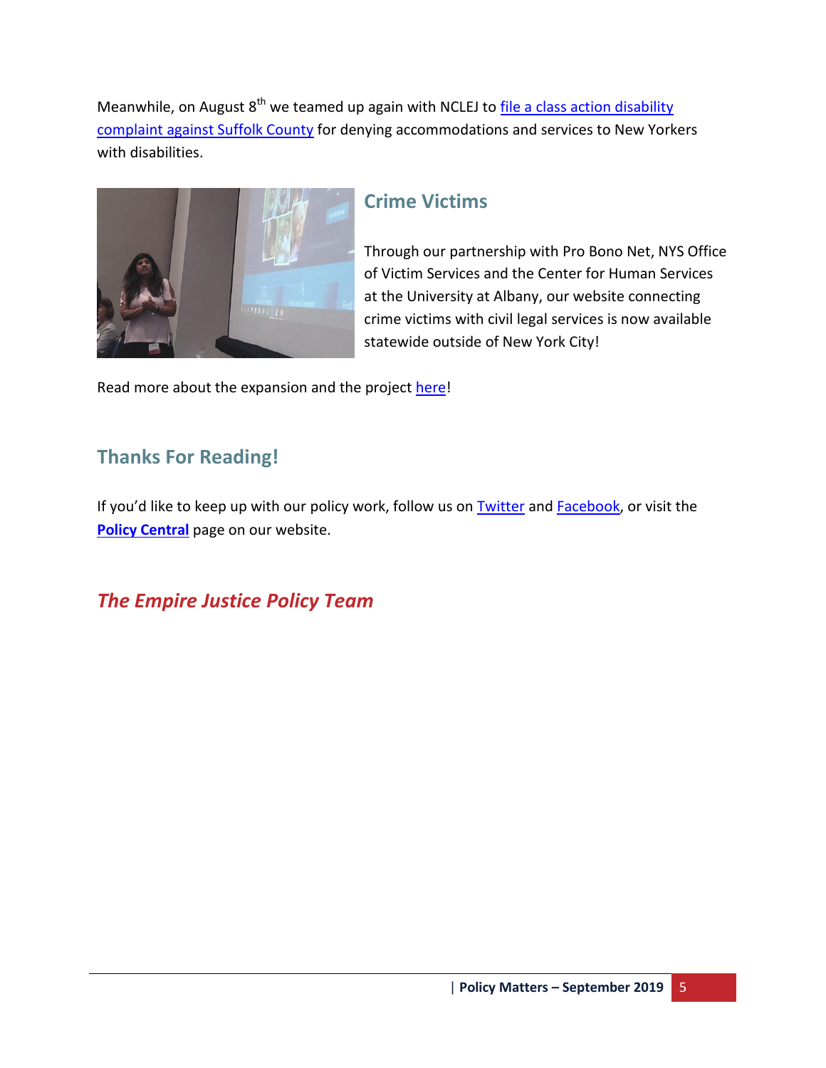Meanwhile, on August 8th we teamed up again with NCLEJ to file a class action disability complaint against Suffolk County for denying accommodations and services to New Yorkers with disabilities.

## Crime Victims

Through our partnership with Pro Bono Net, NYS Office of Victim Services and the Center for Human Services at the University at Albany, our website connecting crime victims with civil legal services is now available statewide outside of New York City!

Read more about the expansion and the project here!

## Thanks For Reading!

If you'd like to keep up with our policy work, follow us on Twitter and Facebook, or visit the **Policy Central** page on our website.

## *The Empire Justice Policy Team*